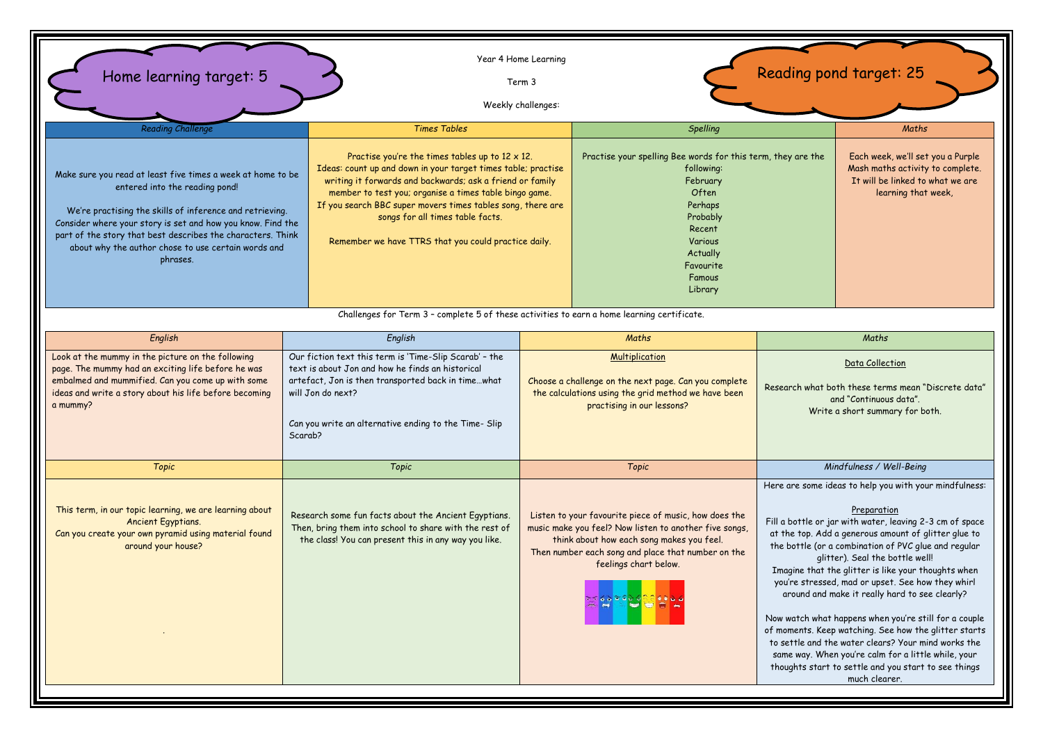Home learning target: 5

Year 4 Home Learning

Term 3

Weekly challenges:

Reading pond target: 25

| *Reading Challenge* | *Times Tables* | *Spelling* | *Maths* |
|---|---|---|---|
| Make sure you read at least five times a week at home to be entered into the reading pond!<br><br>We're practising the skills of inference and retrieving. Consider where your story is set and how you know. Find the part of the story that best describes the characters. Think about why the author chose to use certain words and phrases. | Practise you're the times tables up to 12 x 12.<br>Ideas: count up and down in your target times table; practise writing it forwards and backwards; ask a friend or family member to test you; organise a times table bingo game.<br>If you search BBC super movers times tables song, there are songs for all times table facts.<br><br>Remember we have TTRS that you could practice daily. | Practise your spelling Bee words for this term, they are the following:<br>February<br>Often<br>Perhaps<br>Probably<br>Recent<br>Various<br>Actually<br>Favourite<br>Famous<br>Library | Each week, we'll set you a Purple Mash maths activity to complete. It will be linked to what we are learning that week, |

Challenges for Term 3 – complete 5 of these activities to earn a home learning certificate.

| *English* | *English* | *Maths* | *Maths* |
|---|---|---|---|
| Look at the mummy in the picture on the following page. The mummy had an exciting life before he was embalmed and mummified. Can you come up with some ideas and write a story about his life before becoming a mummy? | Our fiction text this term is 'Time-Slip Scarab' – the text is about Jon and how he finds an historical artefact, Jon is then transported back in time…what will Jon do next?<br><br>Can you write an alternative ending to the Time- Slip Scarab? | <u>Multiplication</u><br><br>Choose a challenge on the next page. Can you complete the calculations using the grid method we have been practising in our lessons? | <u>Data Collection</u><br><br>Research what both these terms mean "Discrete data" and "Continuous data".<br>Write a short summary for both. |
| *Topic* | *Topic* | *Topic* | *Mindfulness / Well-Being* |
| This term, in our topic learning, we are learning about Ancient Egyptians.<br>Can you create your own pyramid using material found around your house? | Research some fun facts about the Ancient Egyptians. Then, bring them into school to share with the rest of the class! You can present this in any way you like. | Listen to your favourite piece of music, how does the music make you feel? Now listen to another five songs, think about how each song makes you feel.<br>Then number each song and place that number on the feelings chart below. | Here are some ideas to help you with your mindfulness:<br><br><u>Preparation</u><br>Fill a bottle or jar with water, leaving 2-3 cm of space at the top. Add a generous amount of glitter glue to the bottle (or a combination of PVC glue and regular glitter). Seal the bottle well!<br>Imagine that the glitter is like your thoughts when you're stressed, mad or upset. See how they whirl around and make it really hard to see clearly?<br><br>Now watch what happens when you're still for a couple of moments. Keep watching. See how the glitter starts to settle and the water clears? Your mind works the same way. When you're calm for a little while, your thoughts start to settle and you start to see things much clearer. |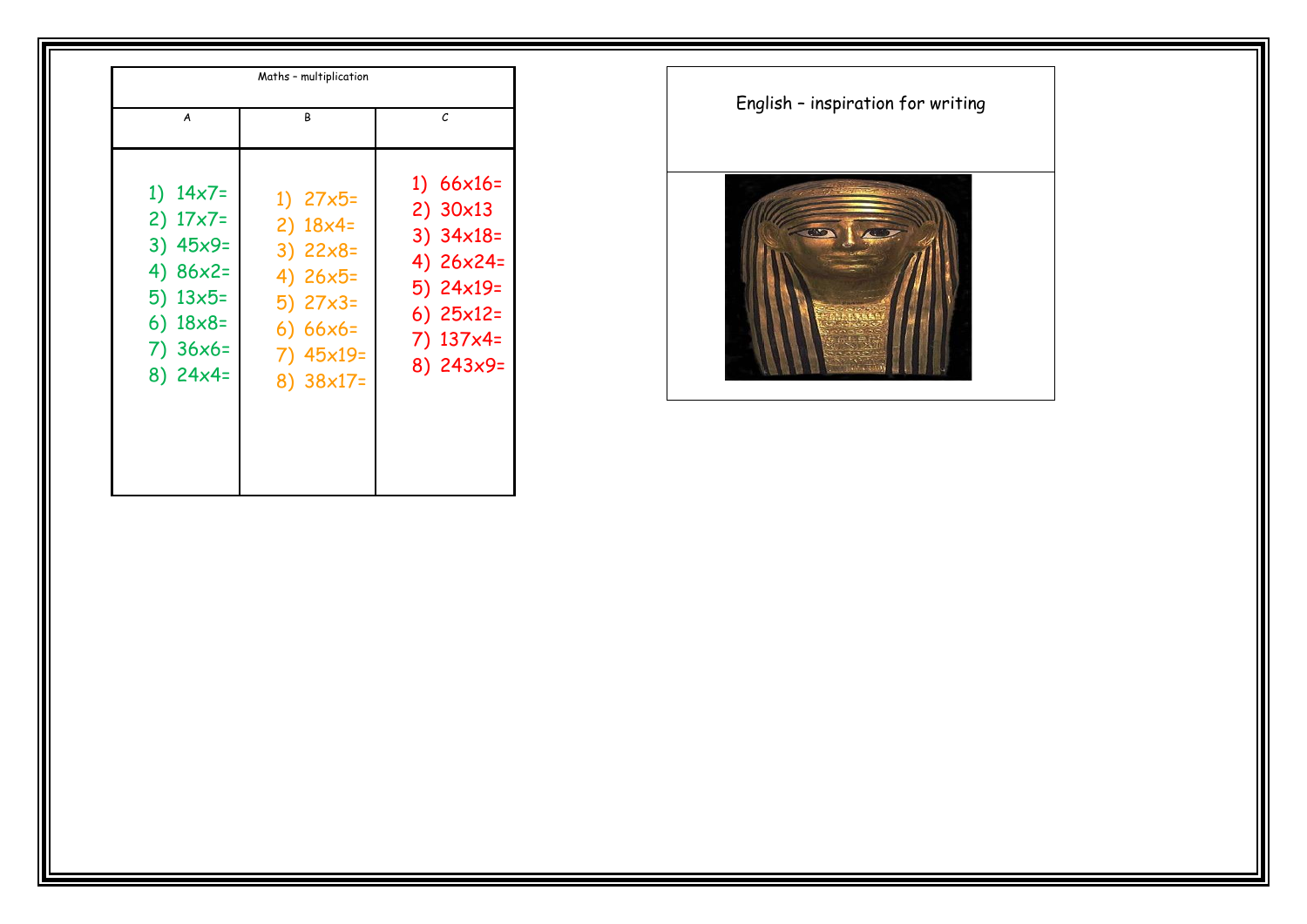| Maths – multiplication | | |
|---|---|---|
| A | B | C |
| 1) 14x7=<br>2) 17x7=<br>3) 45x9=<br>4) 86x2=<br>5) 13x5=<br>6) 18x8=<br>7) 36x6=<br>8) 24x4= | 1) 27x5=<br>2) 18x4=<br>3) 22x8=<br>4) 26x5=<br>5) 27x3=<br>6) 66x6=<br>7) 45x19=<br>8) 38x17= | 1) 66x16=<br>2) 30x13<br>3) 34x18=<br>4) 26x24=<br>5) 24x19=<br>6) 25x12=<br>7) 137x4=<br>8) 243x9= |

English – inspiration for writing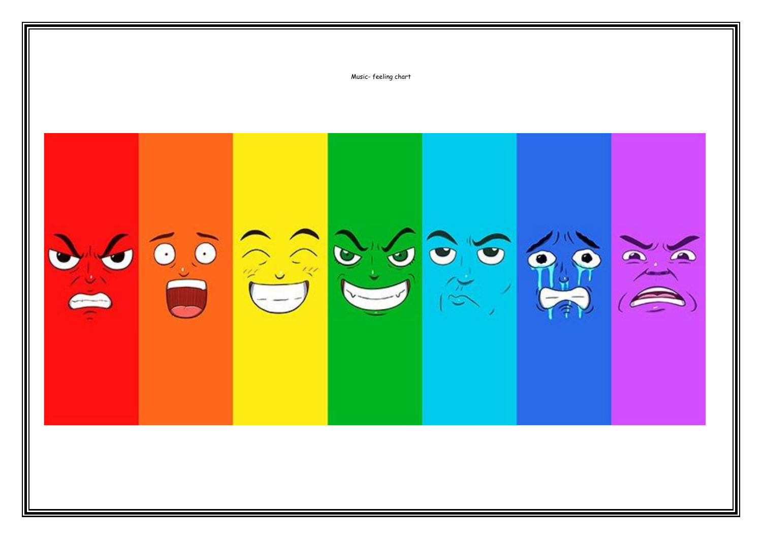Music- feeling chart